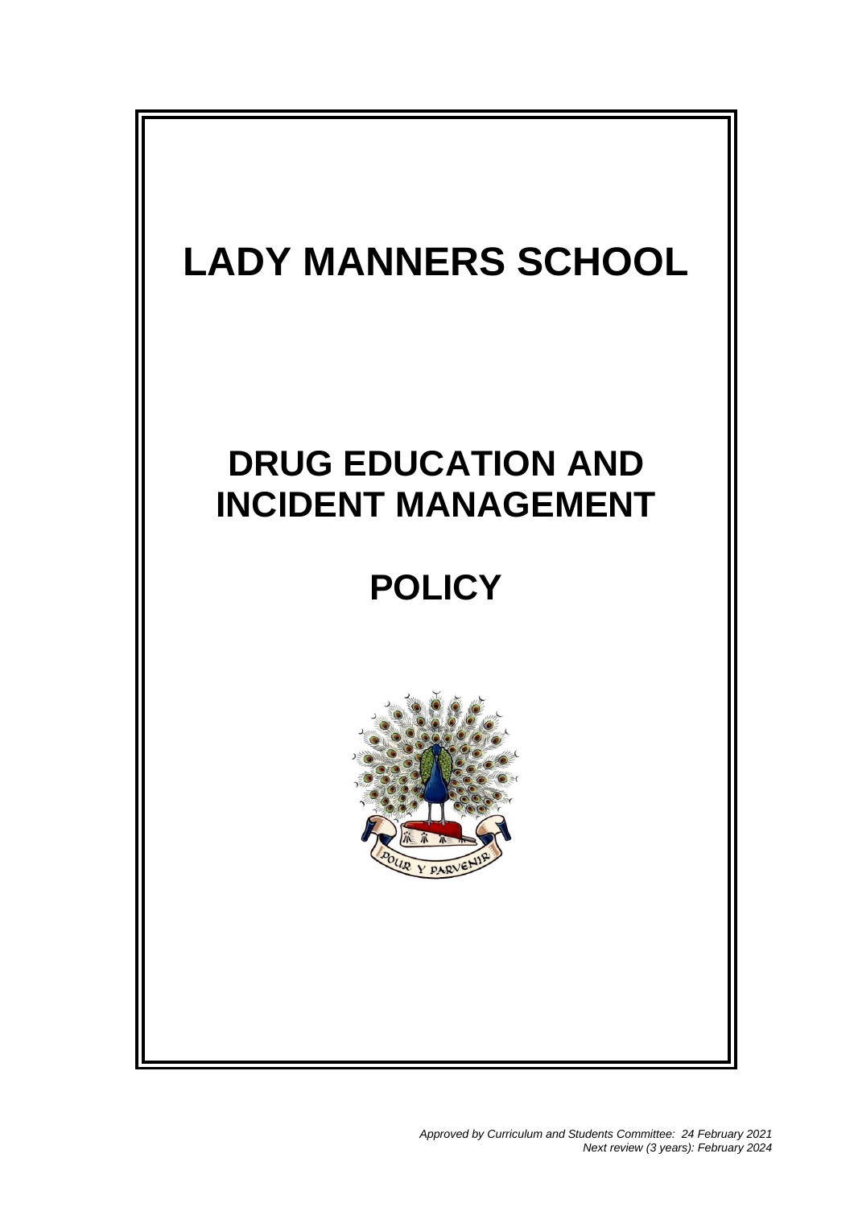# LADY MANNERS SCHOOL

# DRUG EDUCATION AND INCIDENT MANAGEMENT

# POLICY

POUR Y PARVENIR

*Approved by Curriculum and Students Committee: 24 February 2021*
*Next review (3 years): February 2024*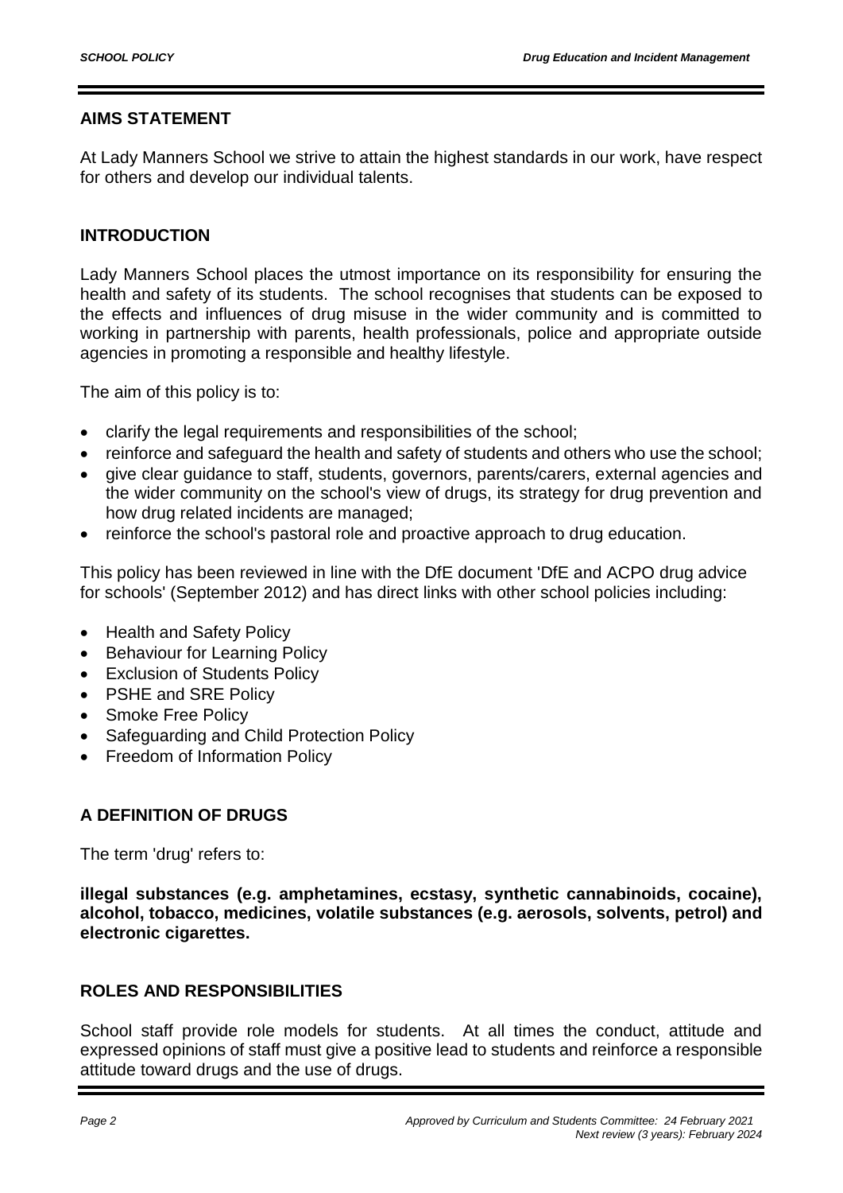## AIMS STATEMENT

At Lady Manners School we strive to attain the highest standards in our work, have respect for others and develop our individual talents.

## INTRODUCTION

Lady Manners School places the utmost importance on its responsibility for ensuring the health and safety of its students. The school recognises that students can be exposed to the effects and influences of drug misuse in the wider community and is committed to working in partnership with parents, health professionals, police and appropriate outside agencies in promoting a responsible and healthy lifestyle.

The aim of this policy is to:

- clarify the legal requirements and responsibilities of the school;
- reinforce and safeguard the health and safety of students and others who use the school;
- give clear guidance to staff, students, governors, parents/carers, external agencies and the wider community on the school's view of drugs, its strategy for drug prevention and how drug related incidents are managed;
- reinforce the school's pastoral role and proactive approach to drug education.

This policy has been reviewed in line with the DfE document 'DfE and ACPO drug advice for schools' (September 2012) and has direct links with other school policies including:

- Health and Safety Policy
- Behaviour for Learning Policy
- Exclusion of Students Policy
- PSHE and SRE Policy
- Smoke Free Policy
- Safeguarding and Child Protection Policy
- Freedom of Information Policy

## A DEFINITION OF DRUGS

The term 'drug' refers to:

**illegal substances (e.g. amphetamines, ecstasy, synthetic cannabinoids, cocaine), alcohol, tobacco, medicines, volatile substances (e.g. aerosols, solvents, petrol) and electronic cigarettes.**

## ROLES AND RESPONSIBILITIES

School staff provide role models for students. At all times the conduct, attitude and expressed opinions of staff must give a positive lead to students and reinforce a responsible attitude toward drugs and the use of drugs.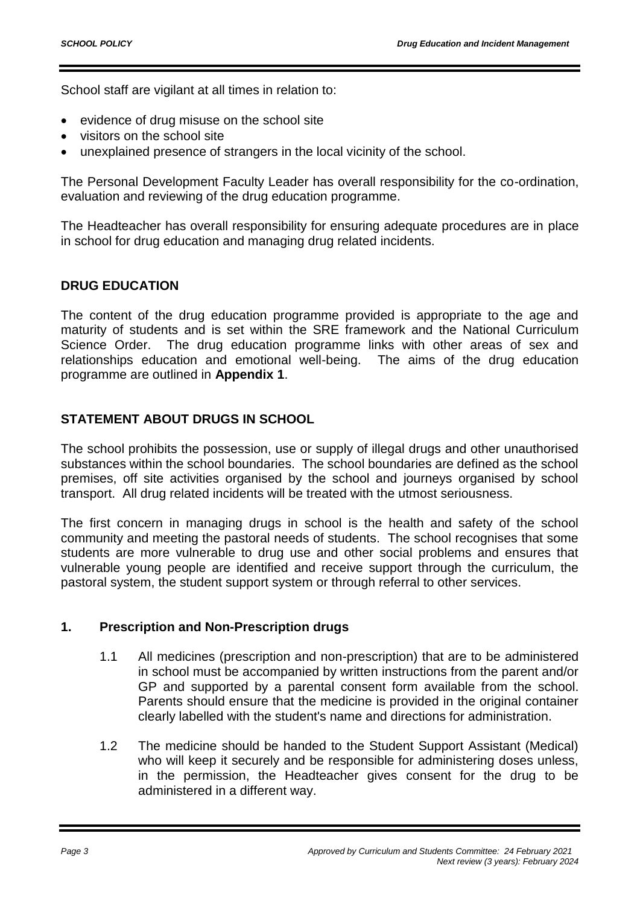School staff are vigilant at all times in relation to:

- evidence of drug misuse on the school site
- visitors on the school site
- unexplained presence of strangers in the local vicinity of the school.

The Personal Development Faculty Leader has overall responsibility for the co-ordination, evaluation and reviewing of the drug education programme.

The Headteacher has overall responsibility for ensuring adequate procedures are in place in school for drug education and managing drug related incidents.

## DRUG EDUCATION

The content of the drug education programme provided is appropriate to the age and maturity of students and is set within the SRE framework and the National Curriculum Science Order. The drug education programme links with other areas of sex and relationships education and emotional well-being. The aims of the drug education programme are outlined in **Appendix 1**.

## STATEMENT ABOUT DRUGS IN SCHOOL

The school prohibits the possession, use or supply of illegal drugs and other unauthorised substances within the school boundaries. The school boundaries are defined as the school premises, off site activities organised by the school and journeys organised by school transport. All drug related incidents will be treated with the utmost seriousness.

The first concern in managing drugs in school is the health and safety of the school community and meeting the pastoral needs of students. The school recognises that some students are more vulnerable to drug use and other social problems and ensures that vulnerable young people are identified and receive support through the curriculum, the pastoral system, the student support system or through referral to other services.

### 1. Prescription and Non-Prescription drugs

1.1 All medicines (prescription and non-prescription) that are to be administered in school must be accompanied by written instructions from the parent and/or GP and supported by a parental consent form available from the school. Parents should ensure that the medicine is provided in the original container clearly labelled with the student's name and directions for administration.

1.2 The medicine should be handed to the Student Support Assistant (Medical) who will keep it securely and be responsible for administering doses unless, in the permission, the Headteacher gives consent for the drug to be administered in a different way.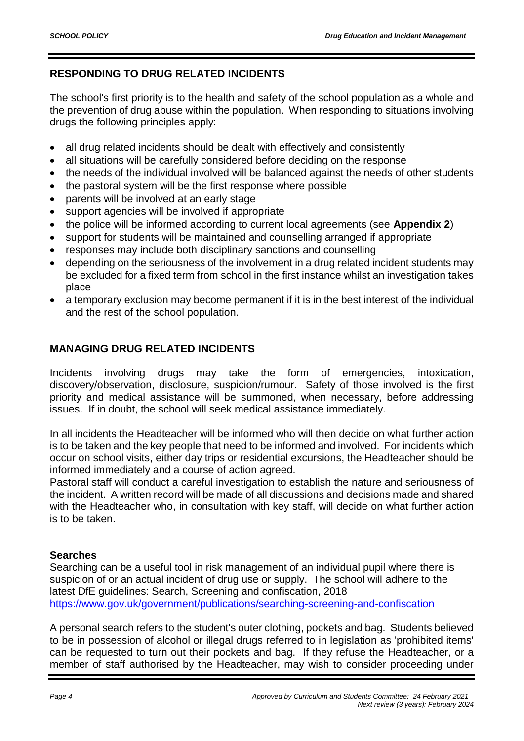## RESPONDING TO DRUG RELATED INCIDENTS

The school's first priority is to the health and safety of the school population as a whole and the prevention of drug abuse within the population. When responding to situations involving drugs the following principles apply:

- all drug related incidents should be dealt with effectively and consistently
- all situations will be carefully considered before deciding on the response
- the needs of the individual involved will be balanced against the needs of other students
- the pastoral system will be the first response where possible
- parents will be involved at an early stage
- support agencies will be involved if appropriate
- the police will be informed according to current local agreements (see **Appendix 2**)
- support for students will be maintained and counselling arranged if appropriate
- responses may include both disciplinary sanctions and counselling
- depending on the seriousness of the involvement in a drug related incident students may be excluded for a fixed term from school in the first instance whilst an investigation takes place
- a temporary exclusion may become permanent if it is in the best interest of the individual and the rest of the school population.

## MANAGING DRUG RELATED INCIDENTS

Incidents involving drugs may take the form of emergencies, intoxication, discovery/observation, disclosure, suspicion/rumour. Safety of those involved is the first priority and medical assistance will be summoned, when necessary, before addressing issues. If in doubt, the school will seek medical assistance immediately.

In all incidents the Headteacher will be informed who will then decide on what further action is to be taken and the key people that need to be informed and involved. For incidents which occur on school visits, either day trips or residential excursions, the Headteacher should be informed immediately and a course of action agreed.
Pastoral staff will conduct a careful investigation to establish the nature and seriousness of the incident. A written record will be made of all discussions and decisions made and shared with the Headteacher who, in consultation with key staff, will decide on what further action is to be taken.

### Searches

Searching can be a useful tool in risk management of an individual pupil where there is suspicion of or an actual incident of drug use or supply. The school will adhere to the latest DfE guidelines: Search, Screening and confiscation, 2018
https://www.gov.uk/government/publications/searching-screening-and-confiscation

A personal search refers to the student's outer clothing, pockets and bag. Students believed to be in possession of alcohol or illegal drugs referred to in legislation as 'prohibited items' can be requested to turn out their pockets and bag. If they refuse the Headteacher, or a member of staff authorised by the Headteacher, may wish to consider proceeding under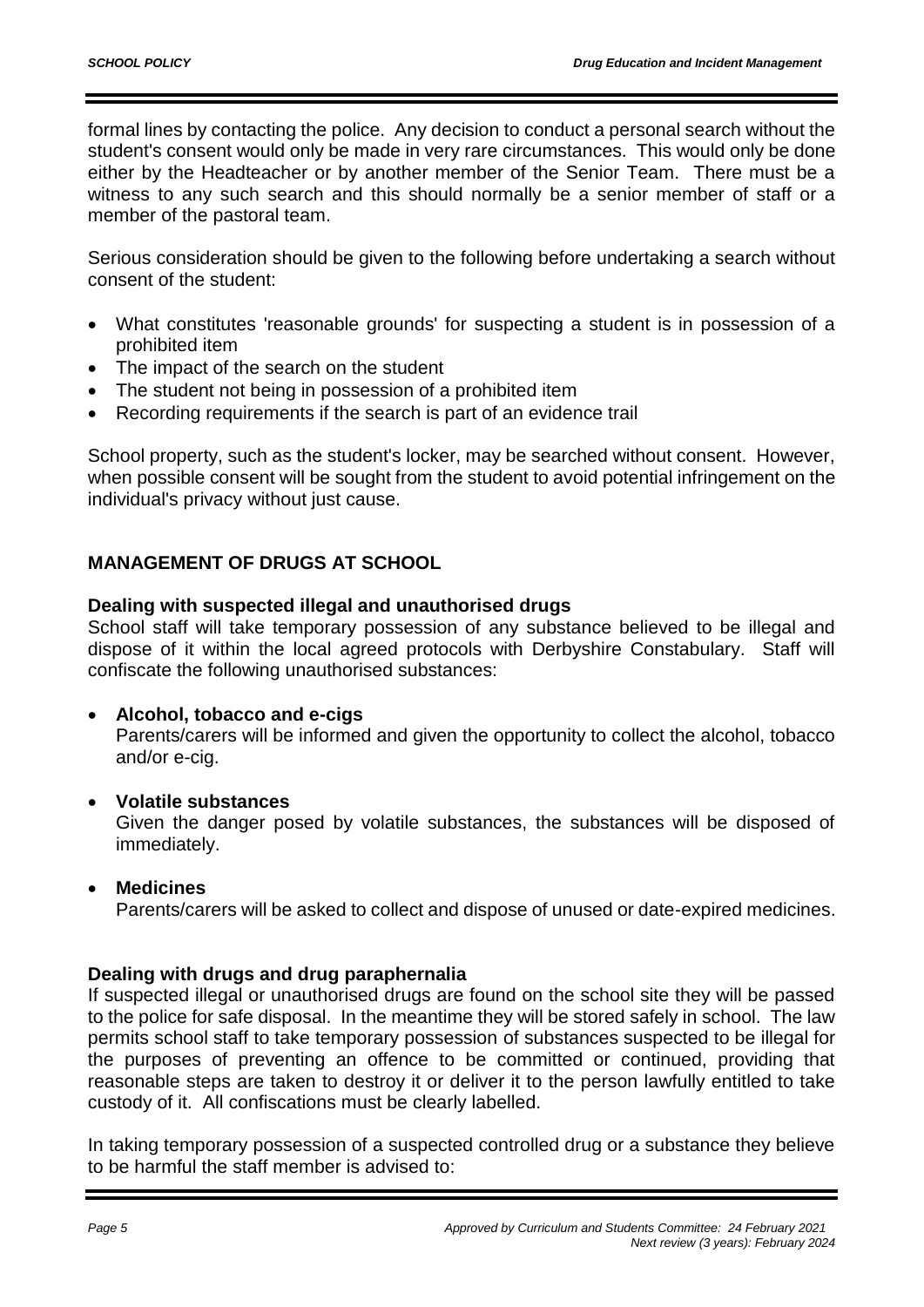formal lines by contacting the police. Any decision to conduct a personal search without the student's consent would only be made in very rare circumstances. This would only be done either by the Headteacher or by another member of the Senior Team. There must be a witness to any such search and this should normally be a senior member of staff or a member of the pastoral team.

Serious consideration should be given to the following before undertaking a search without consent of the student:

- What constitutes 'reasonable grounds' for suspecting a student is in possession of a prohibited item
- The impact of the search on the student
- The student not being in possession of a prohibited item
- Recording requirements if the search is part of an evidence trail

School property, such as the student's locker, may be searched without consent. However, when possible consent will be sought from the student to avoid potential infringement on the individual's privacy without just cause.

## MANAGEMENT OF DRUGS AT SCHOOL

### Dealing with suspected illegal and unauthorised drugs

School staff will take temporary possession of any substance believed to be illegal and dispose of it within the local agreed protocols with Derbyshire Constabulary. Staff will confiscate the following unauthorised substances:

- **Alcohol, tobacco and e-cigs**
  Parents/carers will be informed and given the opportunity to collect the alcohol, tobacco and/or e-cig.

- **Volatile substances**
  Given the danger posed by volatile substances, the substances will be disposed of immediately.

- **Medicines**
  Parents/carers will be asked to collect and dispose of unused or date-expired medicines.

### Dealing with drugs and drug paraphernalia

If suspected illegal or unauthorised drugs are found on the school site they will be passed to the police for safe disposal. In the meantime they will be stored safely in school. The law permits school staff to take temporary possession of substances suspected to be illegal for the purposes of preventing an offence to be committed or continued, providing that reasonable steps are taken to destroy it or deliver it to the person lawfully entitled to take custody of it. All confiscations must be clearly labelled.

In taking temporary possession of a suspected controlled drug or a substance they believe to be harmful the staff member is advised to: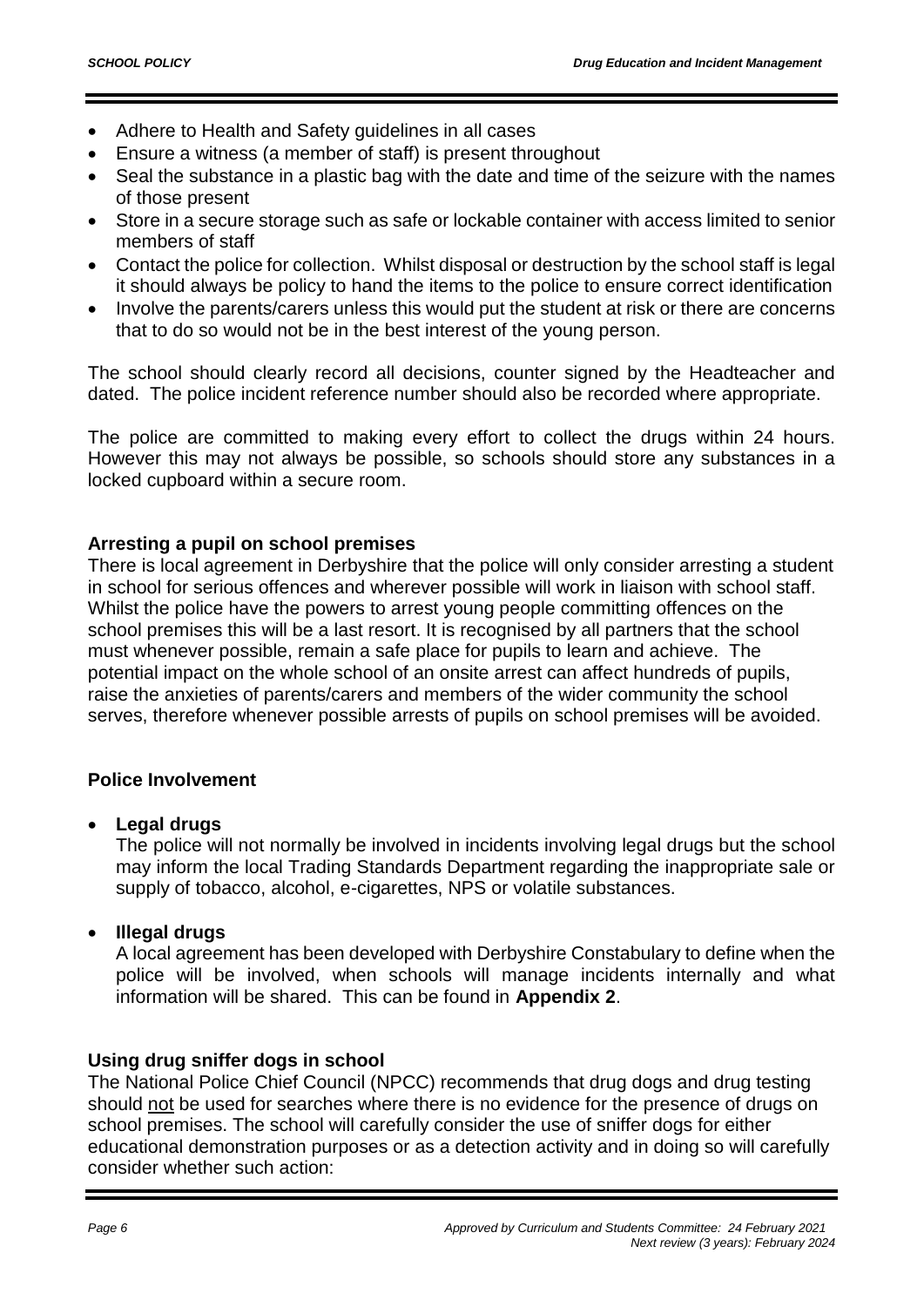- Adhere to Health and Safety guidelines in all cases
- Ensure a witness (a member of staff) is present throughout
- Seal the substance in a plastic bag with the date and time of the seizure with the names of those present
- Store in a secure storage such as safe or lockable container with access limited to senior members of staff
- Contact the police for collection. Whilst disposal or destruction by the school staff is legal it should always be policy to hand the items to the police to ensure correct identification
- Involve the parents/carers unless this would put the student at risk or there are concerns that to do so would not be in the best interest of the young person.

The school should clearly record all decisions, counter signed by the Headteacher and dated. The police incident reference number should also be recorded where appropriate.

The police are committed to making every effort to collect the drugs within 24 hours. However this may not always be possible, so schools should store any substances in a locked cupboard within a secure room.

**Arresting a pupil on school premises**

There is local agreement in Derbyshire that the police will only consider arresting a student in school for serious offences and wherever possible will work in liaison with school staff. Whilst the police have the powers to arrest young people committing offences on the school premises this will be a last resort. It is recognised by all partners that the school must whenever possible, remain a safe place for pupils to learn and achieve. The potential impact on the whole school of an onsite arrest can affect hundreds of pupils, raise the anxieties of parents/carers and members of the wider community the school serves, therefore whenever possible arrests of pupils on school premises will be avoided.

**Police Involvement**

- **Legal drugs**
  The police will not normally be involved in incidents involving legal drugs but the school may inform the local Trading Standards Department regarding the inappropriate sale or supply of tobacco, alcohol, e-cigarettes, NPS or volatile substances.

- **Illegal drugs**
  A local agreement has been developed with Derbyshire Constabulary to define when the police will be involved, when schools will manage incidents internally and what information will be shared. This can be found in **Appendix 2**.

**Using drug sniffer dogs in school**

The National Police Chief Council (NPCC) recommends that drug dogs and drug testing should not be used for searches where there is no evidence for the presence of drugs on school premises. The school will carefully consider the use of sniffer dogs for either educational demonstration purposes or as a detection activity and in doing so will carefully consider whether such action: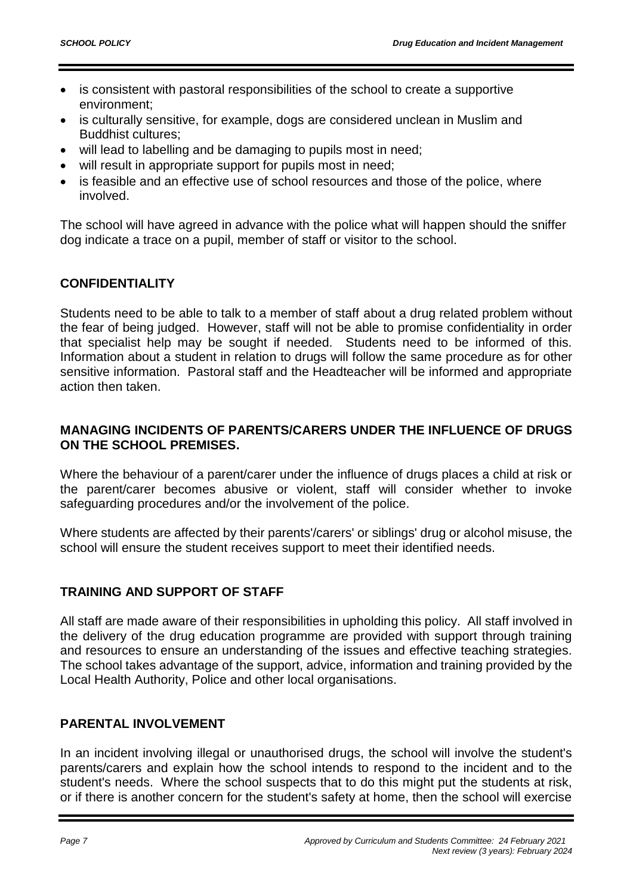- is consistent with pastoral responsibilities of the school to create a supportive environment;
- is culturally sensitive, for example, dogs are considered unclean in Muslim and Buddhist cultures;
- will lead to labelling and be damaging to pupils most in need;
- will result in appropriate support for pupils most in need;
- is feasible and an effective use of school resources and those of the police, where involved.

The school will have agreed in advance with the police what will happen should the sniffer dog indicate a trace on a pupil, member of staff or visitor to the school.

## CONFIDENTIALITY

Students need to be able to talk to a member of staff about a drug related problem without the fear of being judged. However, staff will not be able to promise confidentiality in order that specialist help may be sought if needed. Students need to be informed of this. Information about a student in relation to drugs will follow the same procedure as for other sensitive information. Pastoral staff and the Headteacher will be informed and appropriate action then taken.

## MANAGING INCIDENTS OF PARENTS/CARERS UNDER THE INFLUENCE OF DRUGS ON THE SCHOOL PREMISES.

Where the behaviour of a parent/carer under the influence of drugs places a child at risk or the parent/carer becomes abusive or violent, staff will consider whether to invoke safeguarding procedures and/or the involvement of the police.

Where students are affected by their parents'/carers' or siblings' drug or alcohol misuse, the school will ensure the student receives support to meet their identified needs.

## TRAINING AND SUPPORT OF STAFF

All staff are made aware of their responsibilities in upholding this policy. All staff involved in the delivery of the drug education programme are provided with support through training and resources to ensure an understanding of the issues and effective teaching strategies. The school takes advantage of the support, advice, information and training provided by the Local Health Authority, Police and other local organisations.

## PARENTAL INVOLVEMENT

In an incident involving illegal or unauthorised drugs, the school will involve the student's parents/carers and explain how the school intends to respond to the incident and to the student's needs. Where the school suspects that to do this might put the students at risk, or if there is another concern for the student's safety at home, then the school will exercise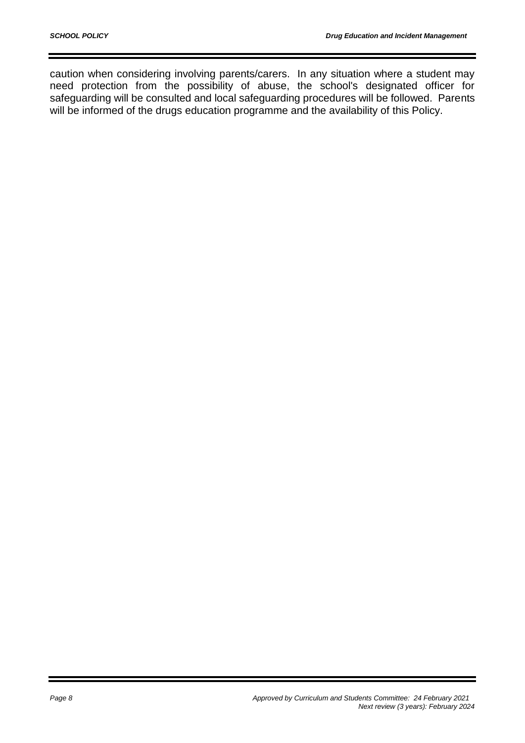caution when considering involving parents/carers. In any situation where a student may need protection from the possibility of abuse, the school's designated officer for safeguarding will be consulted and local safeguarding procedures will be followed. Parents will be informed of the drugs education programme and the availability of this Policy.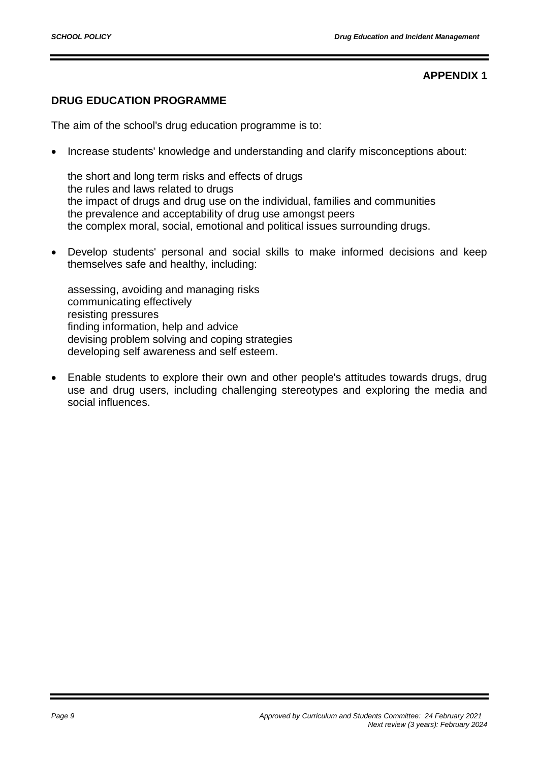**APPENDIX 1**

## DRUG EDUCATION PROGRAMME

The aim of the school's drug education programme is to:

- Increase students' knowledge and understanding and clarify misconceptions about:

  the short and long term risks and effects of drugs
  the rules and laws related to drugs
  the impact of drugs and drug use on the individual, families and communities
  the prevalence and acceptability of drug use amongst peers
  the complex moral, social, emotional and political issues surrounding drugs.

- Develop students' personal and social skills to make informed decisions and keep themselves safe and healthy, including:

  assessing, avoiding and managing risks
  communicating effectively
  resisting pressures
  finding information, help and advice
  devising problem solving and coping strategies
  developing self awareness and self esteem.

- Enable students to explore their own and other people's attitudes towards drugs, drug use and drug users, including challenging stereotypes and exploring the media and social influences.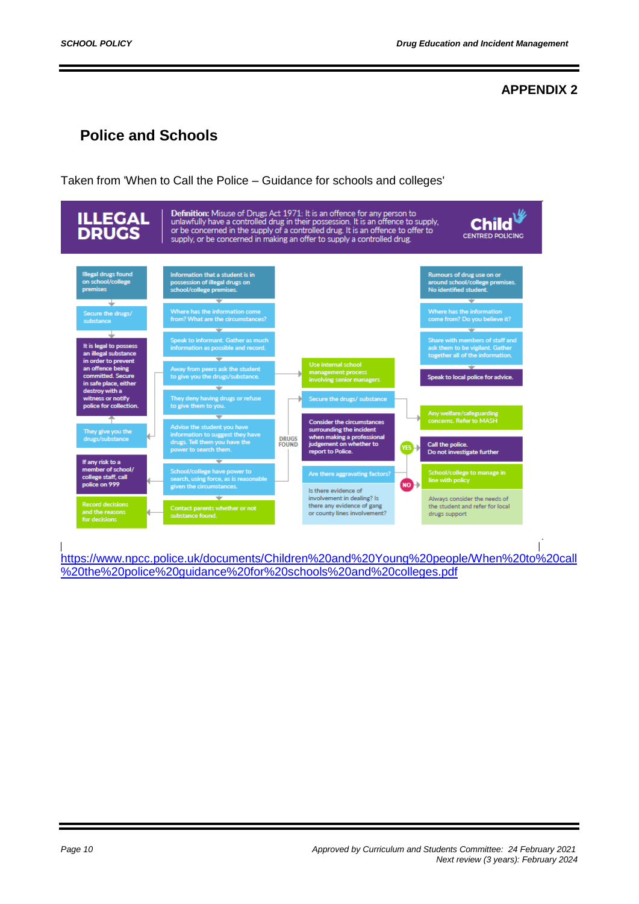## APPENDIX 2

# Police and Schools

Taken from 'When to Call the Police – Guidance for schools and colleges'

**ILLEGAL DRUGS**

**Definition:** Misuse of Drugs Act 1971: It is an offence for any person to unlawfully have a controlled drug in their possession. It is an offence to supply, or be concerned in the supply of a controlled drug. It is an offence to offer to supply, or be concerned in making an offer to supply a controlled drug.

Child CENTRED POLICING

Illegal drugs found on school/college premises

Secure the drugs/ substance

It is legal to possess an illegal substance in order to prevent an offence being committed. Secure in safe place, either destroy with a witness or notify police for collection.

They give you the drugs/substance

If any risk to a member of school/ college staff, call police on 999

Record decisions and the reasons for decisions

Information that a student is in possession of illegal drugs on school/college premises.

Where has the information come from? What are the circumstances?

Speak to informant. Gather as much information as possible and record.

Away from peers ask the student to give you the drugs/substance.

They deny having drugs or refuse to give them to you.

Advise the student you have information to suggest they have drugs. Tell them you have the power to search them.

School/college have power to search, using force, as is reasonable given the circumstances.

Contact parents whether or not substance found.

DRUGS FOUND

Use internal school management process involving senior managers

Secure the drugs/ substance

Consider the circumstances surrounding the incident when making a professional judgement on whether to report to Police.

Are there aggravating factors?

Is there evidence of involvement in dealing? Is there any evidence of gang or county lines involvement?

YES

NO

Rumours of drug use on or around school/college premises. No identified student.

Where has the information come from? Do you believe it?

Share with members of staff and ask them to be vigilant. Gather together all of the information.

Speak to local police for advice.

Any welfare/safeguarding concerns. Refer to MASH

Call the police. Do not investigate further

School/college to manage in line with policy

Always consider the needs of the student and refer for local drugs support

https://www.npcc.police.uk/documents/Children%20and%20Young%20people/When%20to%20call%20the%20police%20guidance%20for%20schools%20and%20colleges.pdf

Approved by Curriculum and Students Committee: 24 February 2021
Next review (3 years): February 2024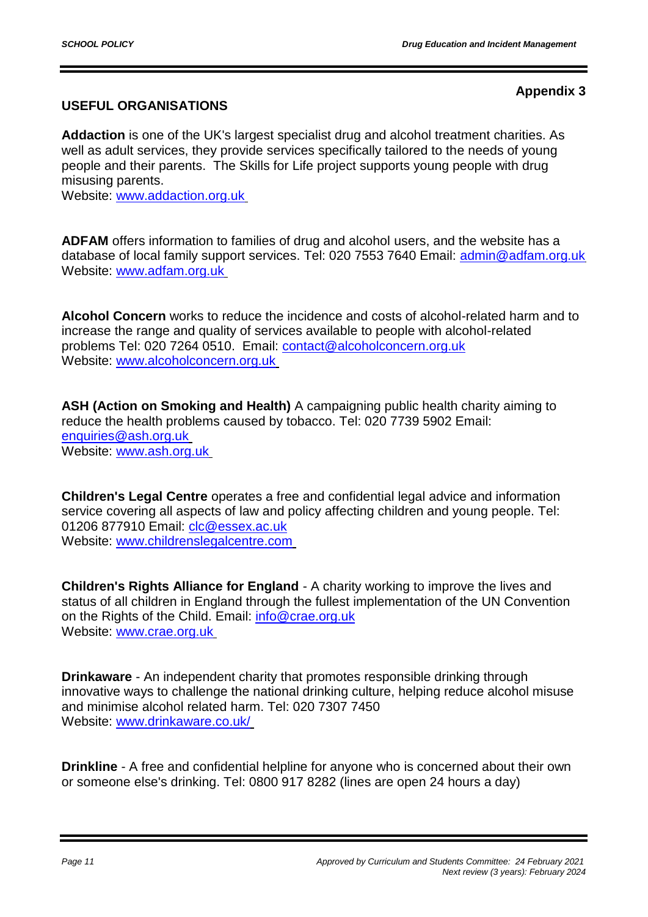**Appendix 3**

## USEFUL ORGANISATIONS

**Addaction** is one of the UK's largest specialist drug and alcohol treatment charities. As well as adult services, they provide services specifically tailored to the needs of young people and their parents. The Skills for Life project supports young people with drug misusing parents.
Website: www.addaction.org.uk

**ADFAM** offers information to families of drug and alcohol users, and the website has a database of local family support services. Tel: 020 7553 7640 Email: admin@adfam.org.uk
Website: www.adfam.org.uk

**Alcohol Concern** works to reduce the incidence and costs of alcohol-related harm and to increase the range and quality of services available to people with alcohol-related problems Tel: 020 7264 0510. Email: contact@alcoholconcern.org.uk
Website: www.alcoholconcern.org.uk

**ASH (Action on Smoking and Health)** A campaigning public health charity aiming to reduce the health problems caused by tobacco. Tel: 020 7739 5902 Email: enquiries@ash.org.uk
Website: www.ash.org.uk

**Children's Legal Centre** operates a free and confidential legal advice and information service covering all aspects of law and policy affecting children and young people. Tel: 01206 877910 Email: clc@essex.ac.uk
Website: www.childrenslegalcentre.com

**Children's Rights Alliance for England** - A charity working to improve the lives and status of all children in England through the fullest implementation of the UN Convention on the Rights of the Child. Email: info@crae.org.uk
Website: www.crae.org.uk

**Drinkaware** - An independent charity that promotes responsible drinking through innovative ways to challenge the national drinking culture, helping reduce alcohol misuse and minimise alcohol related harm. Tel: 020 7307 7450
Website: www.drinkaware.co.uk/

**Drinkline** - A free and confidential helpline for anyone who is concerned about their own or someone else's drinking. Tel: 0800 917 8282 (lines are open 24 hours a day)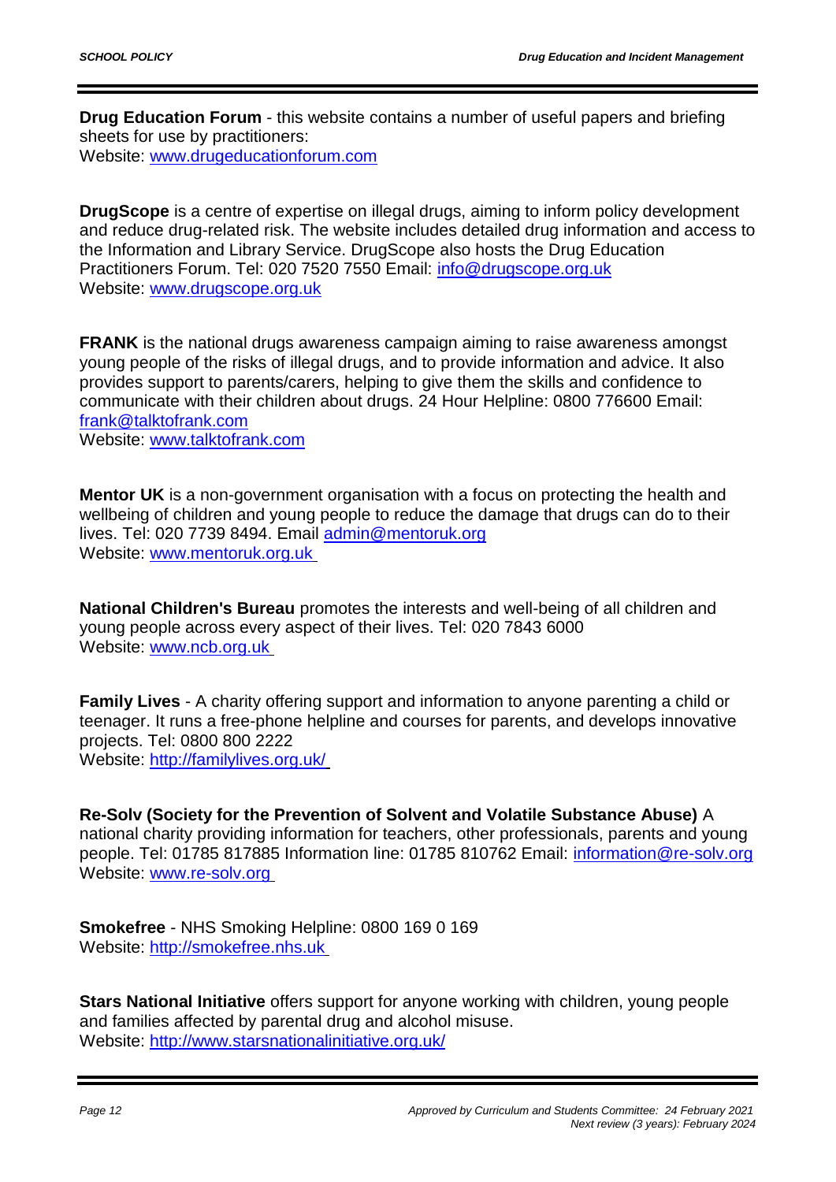**Drug Education Forum** - this website contains a number of useful papers and briefing sheets for use by practitioners:
Website: www.drugeducationforum.com

**DrugScope** is a centre of expertise on illegal drugs, aiming to inform policy development and reduce drug-related risk. The website includes detailed drug information and access to the Information and Library Service. DrugScope also hosts the Drug Education Practitioners Forum. Tel: 020 7520 7550 Email: info@drugscope.org.uk
Website: www.drugscope.org.uk

**FRANK** is the national drugs awareness campaign aiming to raise awareness amongst young people of the risks of illegal drugs, and to provide information and advice. It also provides support to parents/carers, helping to give them the skills and confidence to communicate with their children about drugs. 24 Hour Helpline: 0800 776600 Email: frank@talktofrank.com
Website: www.talktofrank.com

**Mentor UK** is a non-government organisation with a focus on protecting the health and wellbeing of children and young people to reduce the damage that drugs can do to their lives. Tel: 020 7739 8494. Email admin@mentoruk.org
Website: www.mentoruk.org.uk

**National Children's Bureau** promotes the interests and well-being of all children and young people across every aspect of their lives. Tel: 020 7843 6000
Website: www.ncb.org.uk

**Family Lives** - A charity offering support and information to anyone parenting a child or teenager. It runs a free-phone helpline and courses for parents, and develops innovative projects. Tel: 0800 800 2222
Website: http://familylives.org.uk/

**Re-Solv (Society for the Prevention of Solvent and Volatile Substance Abuse)** A national charity providing information for teachers, other professionals, parents and young people. Tel: 01785 817885 Information line: 01785 810762 Email: information@re-solv.org
Website: www.re-solv.org

**Smokefree** - NHS Smoking Helpline: 0800 169 0 169
Website: http://smokefree.nhs.uk

**Stars National Initiative** offers support for anyone working with children, young people and families affected by parental drug and alcohol misuse.
Website: http://www.starsnationalinitiative.org.uk/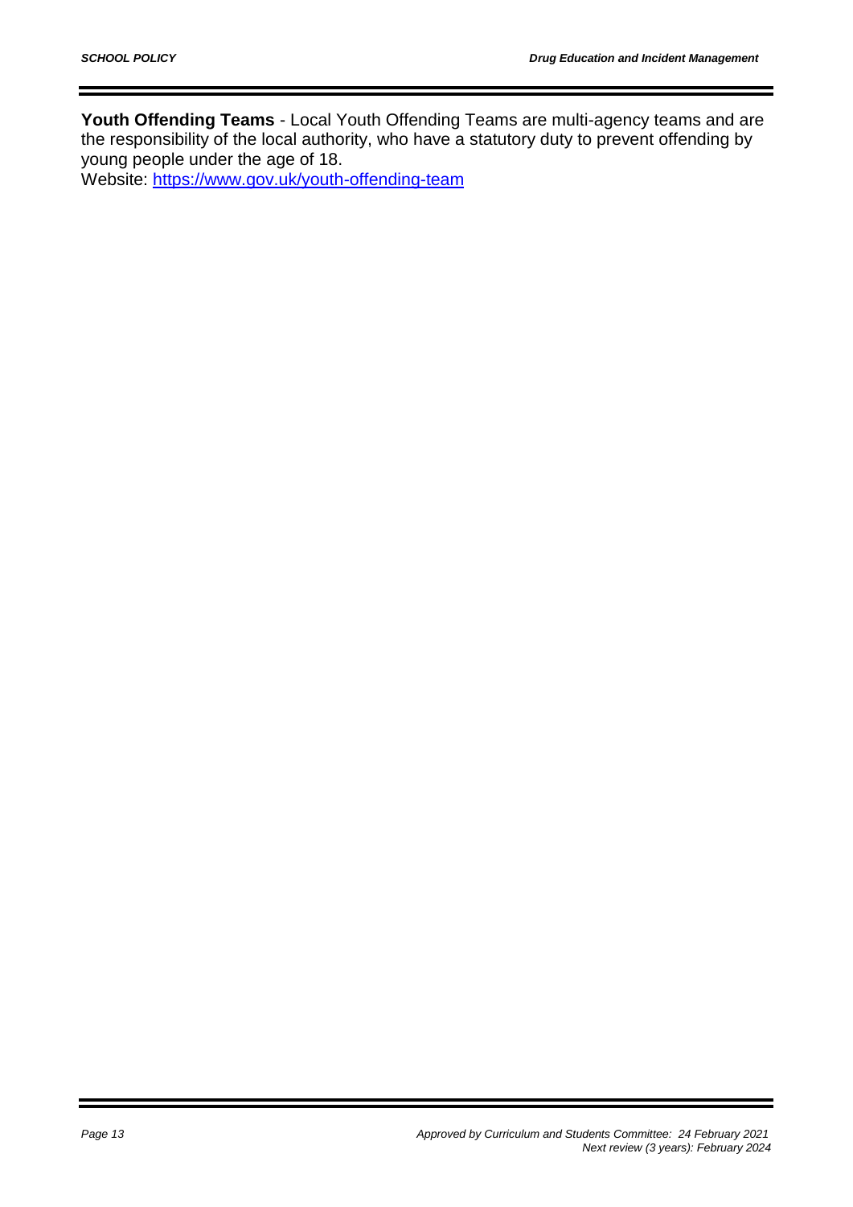**Youth Offending Teams** - Local Youth Offending Teams are multi-agency teams and are the responsibility of the local authority, who have a statutory duty to prevent offending by young people under the age of 18.
Website: https://www.gov.uk/youth-offending-team